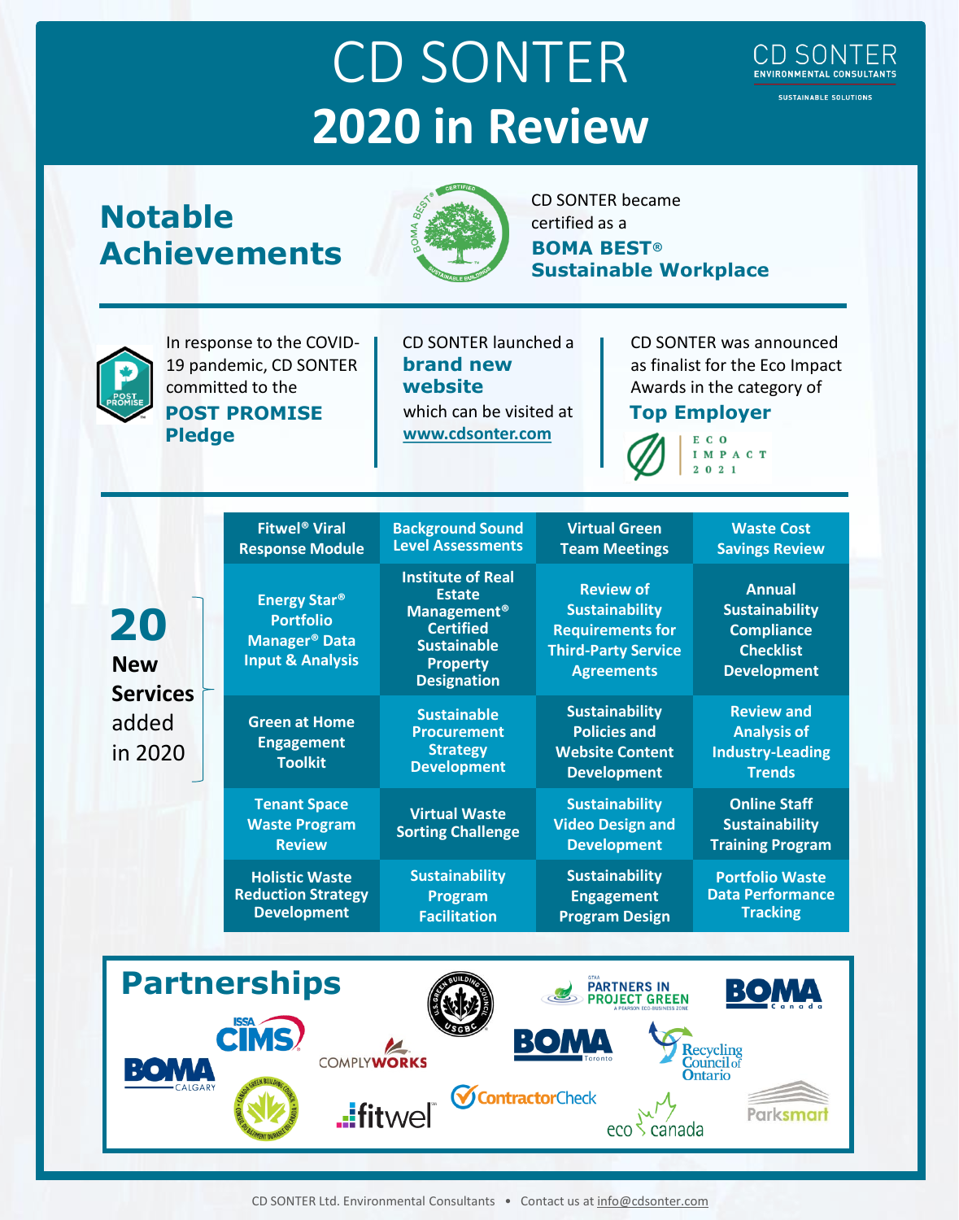# CD SONTER 2020 in Review

CD SONTER ENVIRONMENTAL CONSULTANTS

SUSTAINABLE SOLUTIONS

## Notable Achievements

CD SONTER became certified as a **BOMA BEST® Sustainable Workplace**

In response to the COVID-19 pandemic, CD SONTER committed to the **POST PROMISE Pledge**

CD SONTER launched a **brand new website** which can be visited at www.cdsonter.com

CD SONTER was announced as finalist for the Eco Impact Awards in the category of **Top Employer**

ECO IMPACT 2021

## 20 New Services added in 2020

| | | | |
|---|---|---|---|
| Fitwel® Viral Response Module | Background Sound Level Assessments | Virtual Green Team Meetings | Waste Cost Savings Review |
| Energy Star® Portfolio Manager® Data Input & Analysis | Institute of Real Estate Management® Certified Sustainable Property Designation | Review of Sustainability Requirements for Third-Party Service Agreements | Annual Sustainability Compliance Checklist Development |
| Green at Home Engagement Toolkit | Sustainable Procurement Strategy Development | Sustainability Policies and Website Content Development | Review and Analysis of Industry-Leading Trends |
| Tenant Space Waste Program Review | Virtual Waste Sorting Challenge | Sustainability Video Design and Development | Online Staff Sustainability Training Program |
| Holistic Waste Reduction Strategy Development | Sustainability Program Facilitation | Sustainability Engagement Program Design | Portfolio Waste Data Performance Tracking |

## Partnerships

U.S. Green Building Council (USGBC) • GTAA Partners in Project Green • BOMA Canada • ISSA CIMS • ComplyWorks • BOMA Toronto • Recycling Council of Ontario • BOMA Calgary • Canada Green Building Council • fitwel • ContractorCheck • eco canada • Parksmart

CD SONTER Ltd. Environmental Consultants • Contact us at info@cdsonter.com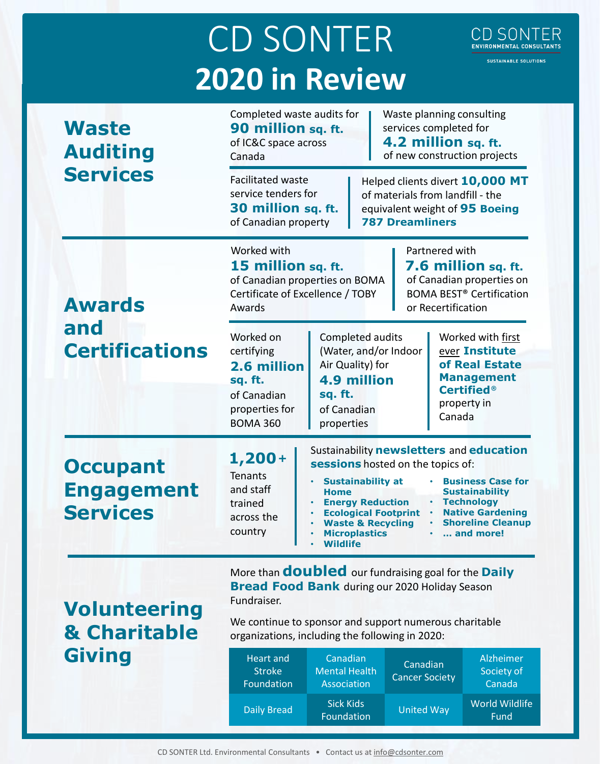# CD SONTER

# 2020 in Review

CD SONTER
ENVIRONMENTAL CONSULTANTS
SUSTAINABLE SOLUTIONS

## Waste Auditing Services

Completed waste audits for **90 million sq. ft.** of IC&C space across Canada

Waste planning consulting services completed for **4.2 million sq. ft.** of new construction projects

Facilitated waste service tenders for **30 million sq. ft.** of Canadian property

Helped clients divert **10,000 MT** of materials from landfill - the equivalent weight of **95 Boeing 787 Dreamliners**

## Awards and Certifications

Worked with **15 million sq. ft.** of Canadian properties on BOMA Certificate of Excellence / TOBY Awards

Partnered with **7.6 million sq. ft.** of Canadian properties on BOMA BEST® Certification or Recertification

Worked on certifying **2.6 million sq. ft.** of Canadian properties for BOMA 360

Completed audits (Water, and/or Indoor Air Quality) for **4.9 million sq. ft.** of Canadian properties

Worked with first ever **Institute of Real Estate Management Certified®** property in Canada

## Occupant Engagement Services

**1,200+** Tenants and staff trained across the country

Sustainability **newsletters** and **education sessions** hosted on the topics of:

- **Sustainability at Home**
- **Energy Reduction**
- **Ecological Footprint**
- **Waste & Recycling**
- **Microplastics**
- **Wildlife**
- **Business Case for Sustainability**
- **Technology**
- **Native Gardening**
- **Shoreline Cleanup**
- **... and more!**

## Volunteering & Charitable Giving

More than **doubled** our fundraising goal for the **Daily Bread Food Bank** during our 2020 Holiday Season Fundraiser.

We continue to sponsor and support numerous charitable organizations, including the following in 2020:

| | | | |
|---|---|---|---|
| Heart and Stroke Foundation | Canadian Mental Health Association | Canadian Cancer Society | Alzheimer Society of Canada |
| Daily Bread | Sick Kids Foundation | United Way | World Wildlife Fund |

CD SONTER Ltd. Environmental Consultants • Contact us at info@cdsonter.com